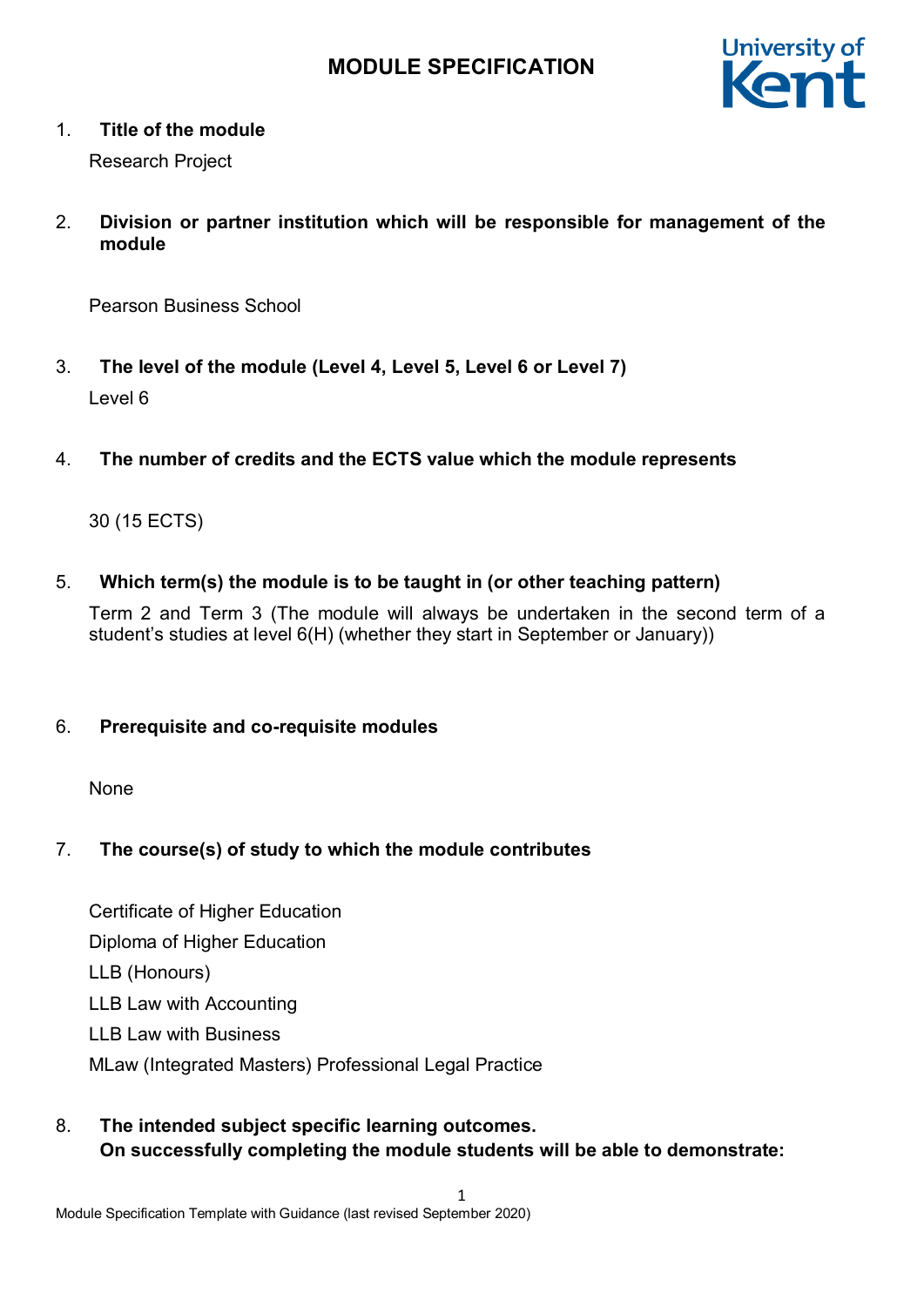# MODULE SPECIFICATION

1. **Title of the module**

   Research Project

2. **Division or partner institution which will be responsible for management of the module**

   Pearson Business School

3. **The level of the module (Level 4, Level 5, Level 6 or Level 7)**

   Level 6

4. **The number of credits and the ECTS value which the module represents**

   30 (15 ECTS)

5. **Which term(s) the module is to be taught in (or other teaching pattern)**

   Term 2 and Term 3 (The module will always be undertaken in the second term of a student's studies at level 6(H) (whether they start in September or January))

6. **Prerequisite and co-requisite modules**

   None

7. **The course(s) of study to which the module contributes**

   Certificate of Higher Education

   Diploma of Higher Education

   LLB (Honours)

   LLB Law with Accounting

   LLB Law with Business

   MLaw (Integrated Masters) Professional Legal Practice

8. **The intended subject specific learning outcomes.**
   **On successfully completing the module students will be able to demonstrate:**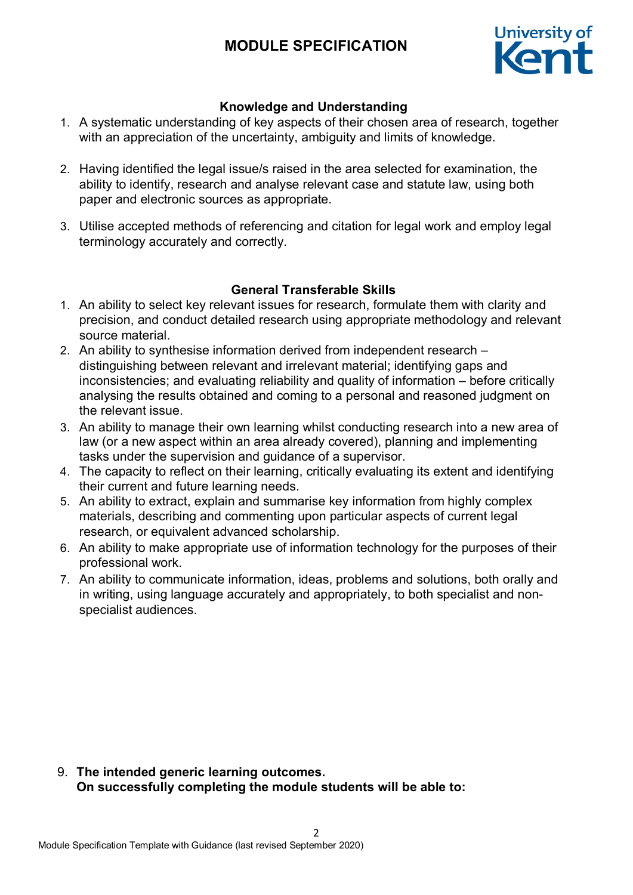### Knowledge and Understanding

1. A systematic understanding of key aspects of their chosen area of research, together with an appreciation of the uncertainty, ambiguity and limits of knowledge.

2. Having identified the legal issue/s raised in the area selected for examination, the ability to identify, research and analyse relevant case and statute law, using both paper and electronic sources as appropriate.

3. Utilise accepted methods of referencing and citation for legal work and employ legal terminology accurately and correctly.

### General Transferable Skills

1. An ability to select key relevant issues for research, formulate them with clarity and precision, and conduct detailed research using appropriate methodology and relevant source material.
2. An ability to synthesise information derived from independent research – distinguishing between relevant and irrelevant material; identifying gaps and inconsistencies; and evaluating reliability and quality of information – before critically analysing the results obtained and coming to a personal and reasoned judgment on the relevant issue.
3. An ability to manage their own learning whilst conducting research into a new area of law (or a new aspect within an area already covered), planning and implementing tasks under the supervision and guidance of a supervisor.
4. The capacity to reflect on their learning, critically evaluating its extent and identifying their current and future learning needs.
5. An ability to extract, explain and summarise key information from highly complex materials, describing and commenting upon particular aspects of current legal research, or equivalent advanced scholarship.
6. An ability to make appropriate use of information technology for the purposes of their professional work.
7. An ability to communicate information, ideas, problems and solutions, both orally and in writing, using language accurately and appropriately, to both specialist and non-specialist audiences.

9. **The intended generic learning outcomes. On successfully completing the module students will be able to:**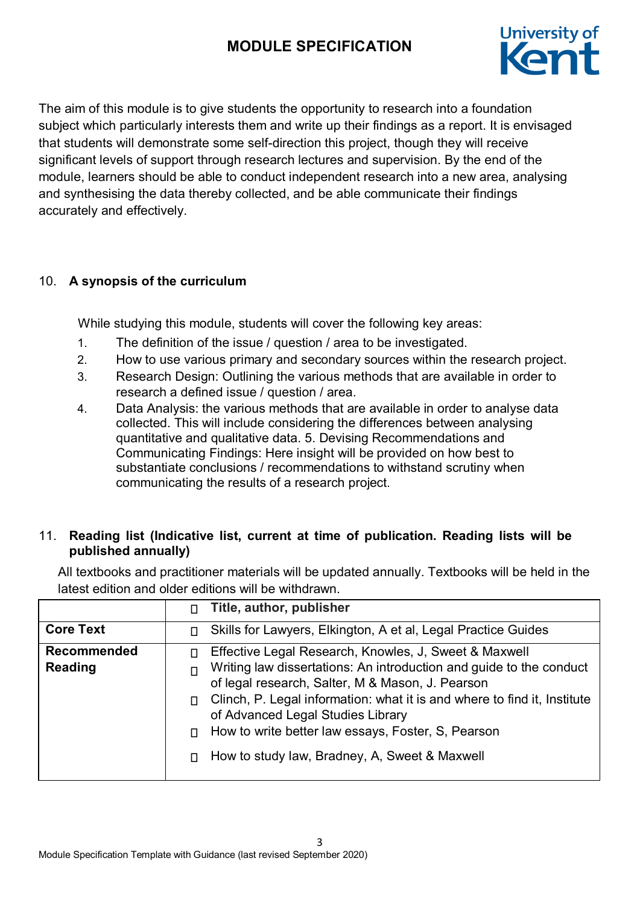The aim of this module is to give students the opportunity to research into a foundation subject which particularly interests them and write up their findings as a report. It is envisaged that students will demonstrate some self-direction this project, though they will receive significant levels of support through research lectures and supervision. By the end of the module, learners should be able to conduct independent research into a new area, analysing and synthesising the data thereby collected, and be able communicate their findings accurately and effectively.

## 10. A synopsis of the curriculum

While studying this module, students will cover the following key areas:

1. The definition of the issue / question / area to be investigated.
2. How to use various primary and secondary sources within the research project.
3. Research Design: Outlining the various methods that are available in order to research a defined issue / question / area.
4. Data Analysis: the various methods that are available in order to analyse data collected. This will include considering the differences between analysing quantitative and qualitative data. 5. Devising Recommendations and Communicating Findings: Here insight will be provided on how best to substantiate conclusions / recommendations to withstand scrutiny when communicating the results of a research project.

## 11. Reading list (Indicative list, current at time of publication. Reading lists will be published annually)

All textbooks and practitioner materials will be updated annually. Textbooks will be held in the latest edition and older editions will be withdrawn.

| | **Title, author, publisher** |
|---|---|
| **Core Text** | Skills for Lawyers, Elkington, A et al, Legal Practice Guides |
| **Recommended Reading** | Effective Legal Research, Knowles, J, Sweet & Maxwell<br>Writing law dissertations: An introduction and guide to the conduct of legal research, Salter, M & Mason, J. Pearson<br>Clinch, P. Legal information: what it is and where to find it, Institute of Advanced Legal Studies Library<br>How to write better law essays, Foster, S, Pearson<br>How to study law, Bradney, A, Sweet & Maxwell |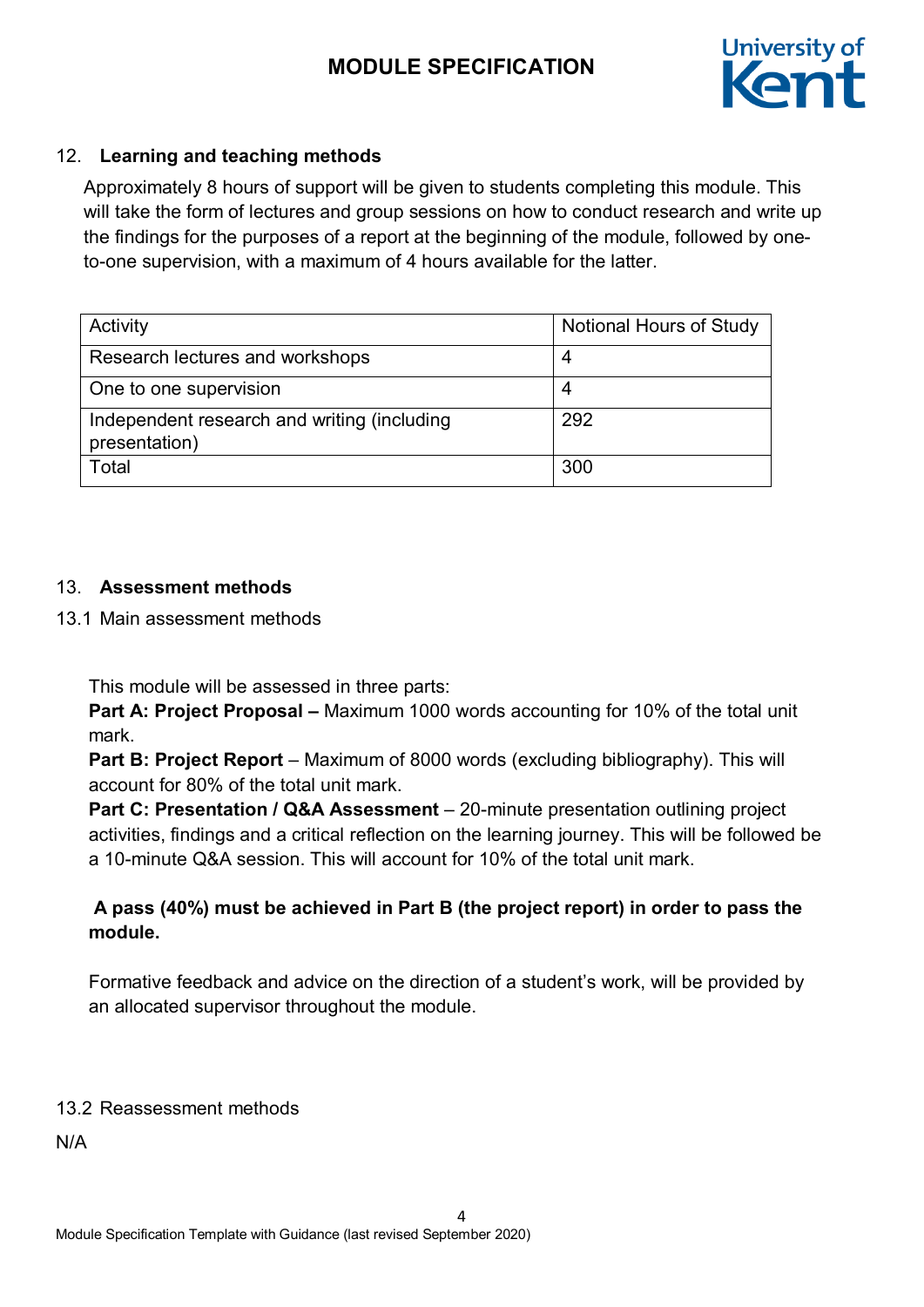## 12. Learning and teaching methods

Approximately 8 hours of support will be given to students completing this module. This will take the form of lectures and group sessions on how to conduct research and write up the findings for the purposes of a report at the beginning of the module, followed by one-to-one supervision, with a maximum of 4 hours available for the latter.

| Activity | Notional Hours of Study |
|---|---|
| Research lectures and workshops | 4 |
| One to one supervision | 4 |
| Independent research and writing (including presentation) | 292 |
| Total | 300 |

## 13. Assessment methods

### 13.1 Main assessment methods

This module will be assessed in three parts:

**Part A: Project Proposal –** Maximum 1000 words accounting for 10% of the total unit mark.

**Part B: Project Report** – Maximum of 8000 words (excluding bibliography). This will account for 80% of the total unit mark.

**Part C: Presentation / Q&A Assessment** – 20-minute presentation outlining project activities, findings and a critical reflection on the learning journey. This will be followed be a 10-minute Q&A session. This will account for 10% of the total unit mark.

**A pass (40%) must be achieved in Part B (the project report) in order to pass the module.**

Formative feedback and advice on the direction of a student's work, will be provided by an allocated supervisor throughout the module.

### 13.2 Reassessment methods

N/A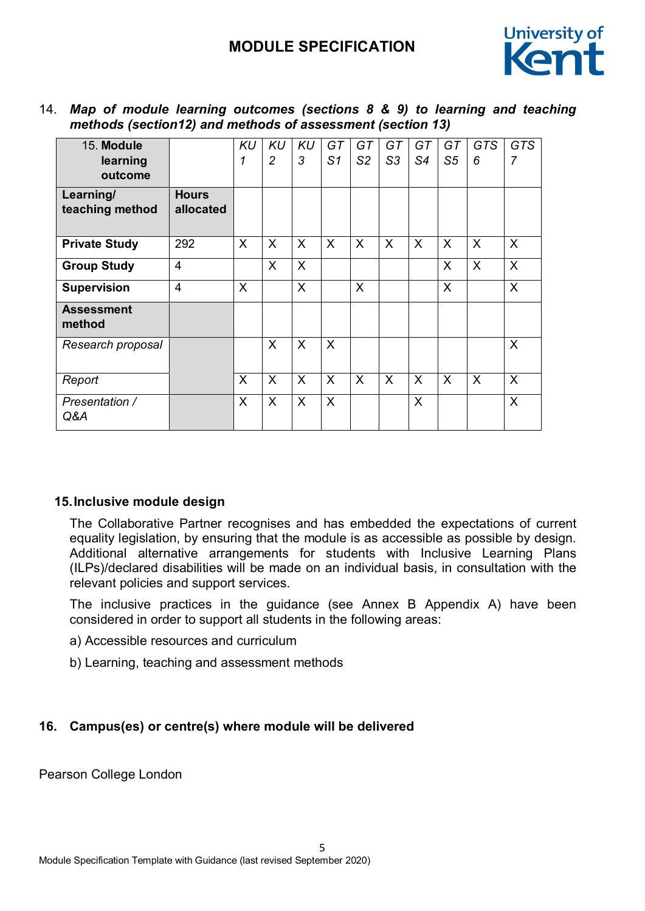14. ***Map of module learning outcomes (sections 8 & 9) to learning and teaching methods (section12) and methods of assessment (section 13)***

| 15. **Module learning outcome** | | *KU 1* | *KU 2* | *KU 3* | *GT S1* | *GT S2* | *GT S3* | *GT S4* | *GT S5* | *GTS 6* | *GTS 7* |
|---|---|---|---|---|---|---|---|---|---|---|---|
| **Learning/ teaching method** | **Hours allocated** | | | | | | | | | | |
| **Private Study** | 292 | X | X | X | X | X | X | X | X | X | X |
| **Group Study** | 4 | | X | X | | | | | X | X | X |
| **Supervision** | 4 | X | | X | | X | | | X | | X |
| **Assessment method** | | | | | | | | | | | |
| *Research proposal* | | | X | X | X | | | | | | X |
| *Report* | | X | X | X | X | X | X | X | X | X | X |
| *Presentation / Q&A* | | X | X | X | X | | | X | | | X |

### 15. Inclusive module design

The Collaborative Partner recognises and has embedded the expectations of current equality legislation, by ensuring that the module is as accessible as possible by design. Additional alternative arrangements for students with Inclusive Learning Plans (ILPs)/declared disabilities will be made on an individual basis, in consultation with the relevant policies and support services.

The inclusive practices in the guidance (see Annex B Appendix A) have been considered in order to support all students in the following areas:

a) Accessible resources and curriculum

b) Learning, teaching and assessment methods

### 16. Campus(es) or centre(s) where module will be delivered

Pearson College London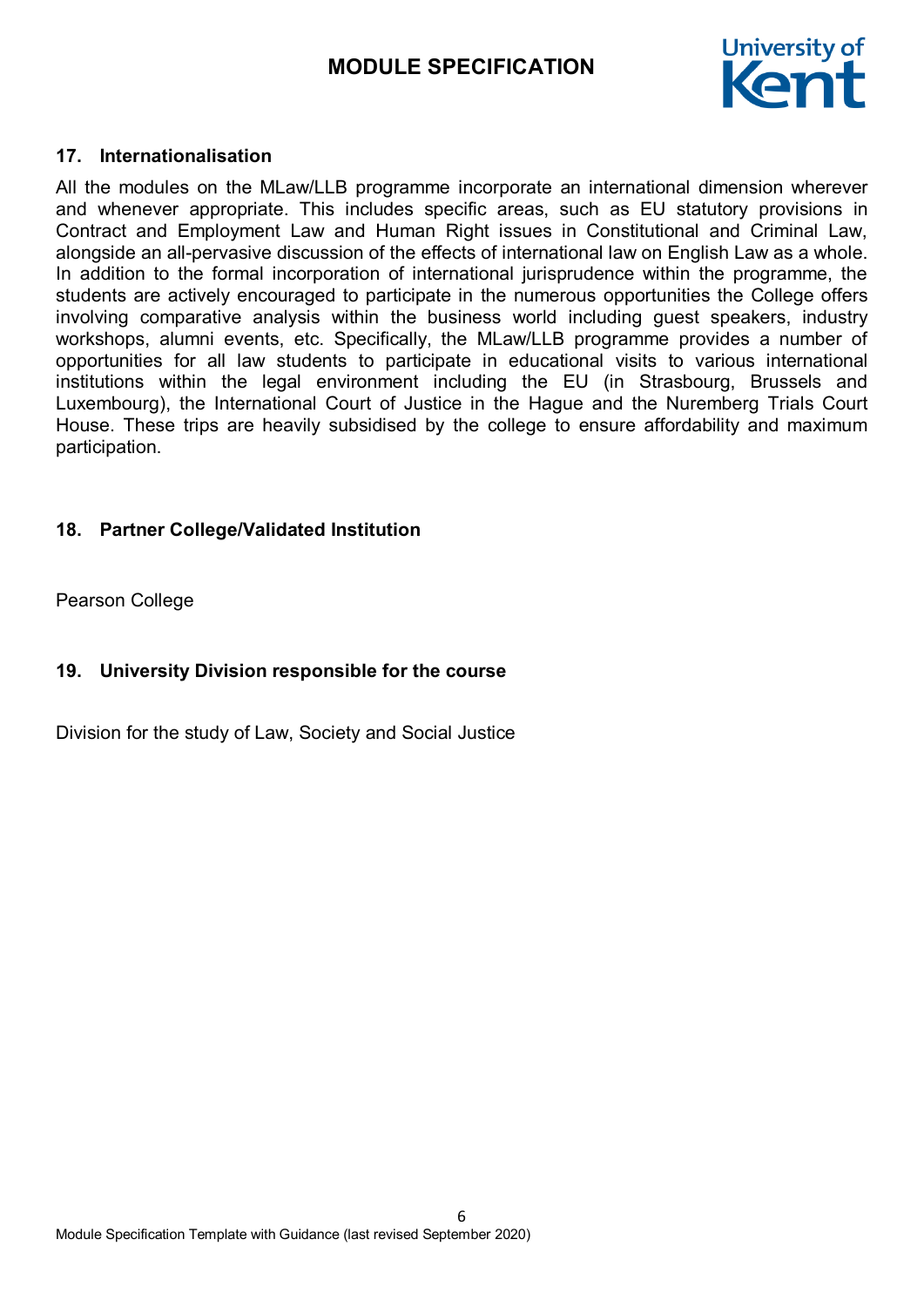### 17. Internationalisation

All the modules on the MLaw/LLB programme incorporate an international dimension wherever and whenever appropriate. This includes specific areas, such as EU statutory provisions in Contract and Employment Law and Human Right issues in Constitutional and Criminal Law, alongside an all-pervasive discussion of the effects of international law on English Law as a whole. In addition to the formal incorporation of international jurisprudence within the programme, the students are actively encouraged to participate in the numerous opportunities the College offers involving comparative analysis within the business world including guest speakers, industry workshops, alumni events, etc. Specifically, the MLaw/LLB programme provides a number of opportunities for all law students to participate in educational visits to various international institutions within the legal environment including the EU (in Strasbourg, Brussels and Luxembourg), the International Court of Justice in the Hague and the Nuremberg Trials Court House. These trips are heavily subsidised by the college to ensure affordability and maximum participation.

### 18. Partner College/Validated Institution

Pearson College

### 19. University Division responsible for the course

Division for the study of Law, Society and Social Justice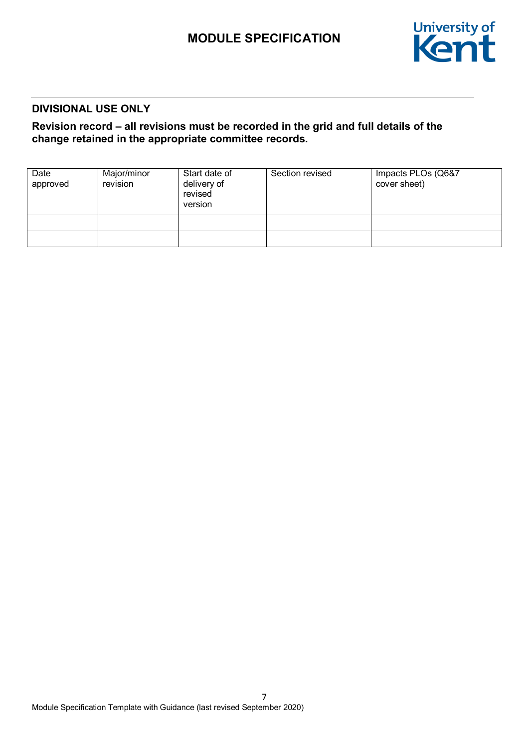## DIVISIONAL USE ONLY

**Revision record – all revisions must be recorded in the grid and full details of the change retained in the appropriate committee records.**

| Date approved | Major/minor revision | Start date of delivery of revised version | Section revised | Impacts PLOs (Q6&7 cover sheet) |
| --- | --- | --- | --- | --- |
| | | | | |
| | | | | |